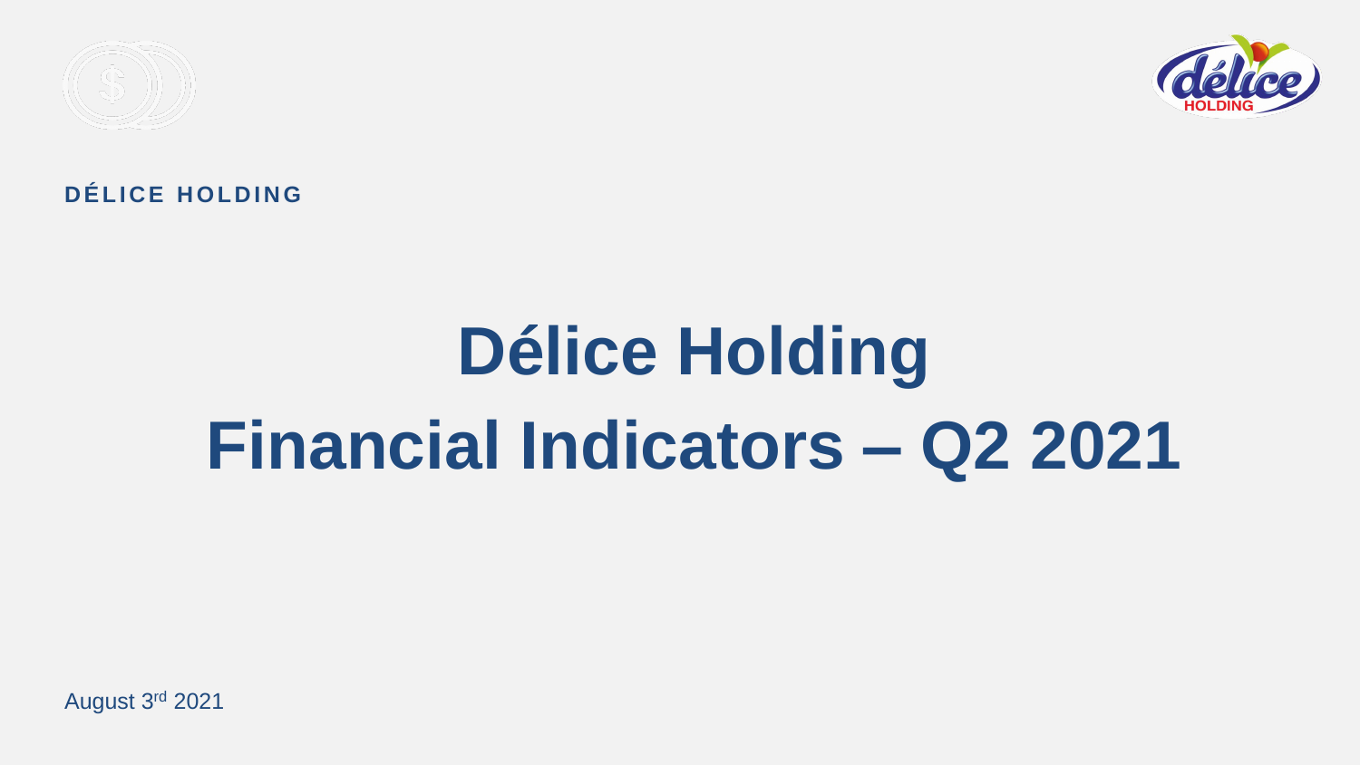DÉLICE HOLDING

# Délice Holding
# Financial Indicators – Q2 2021

August 3rd 2021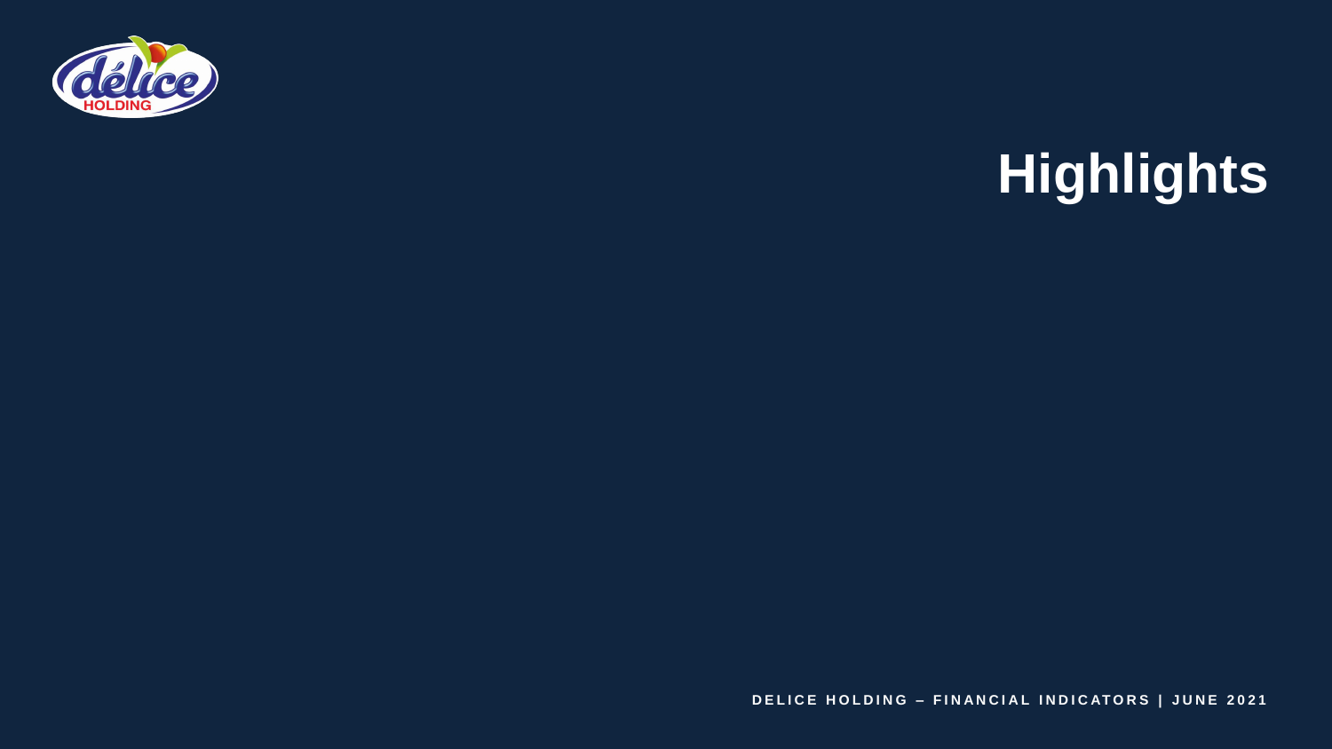# Highlights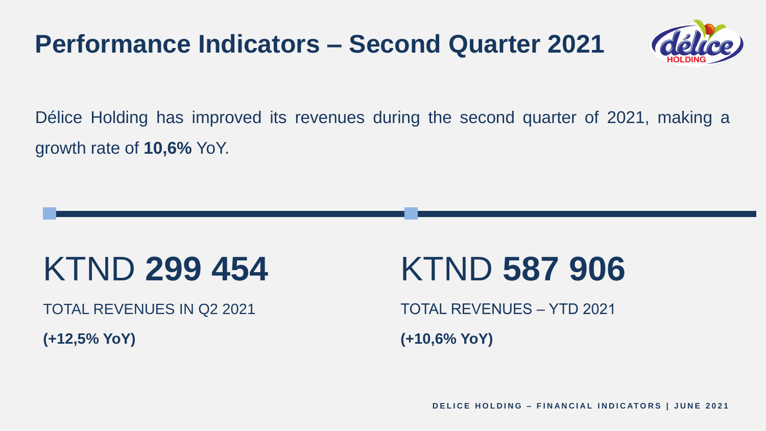# Performance Indicators – Second Quarter 2021

Délice Holding has improved its revenues during the second quarter of 2021, making a growth rate of **10,6%** YoY.

KTND **299 454**

TOTAL REVENUES IN Q2 2021

**(+12,5% YoY)**

KTND **587 906**

TOTAL REVENUES – YTD 2021

**(+10,6% YoY)**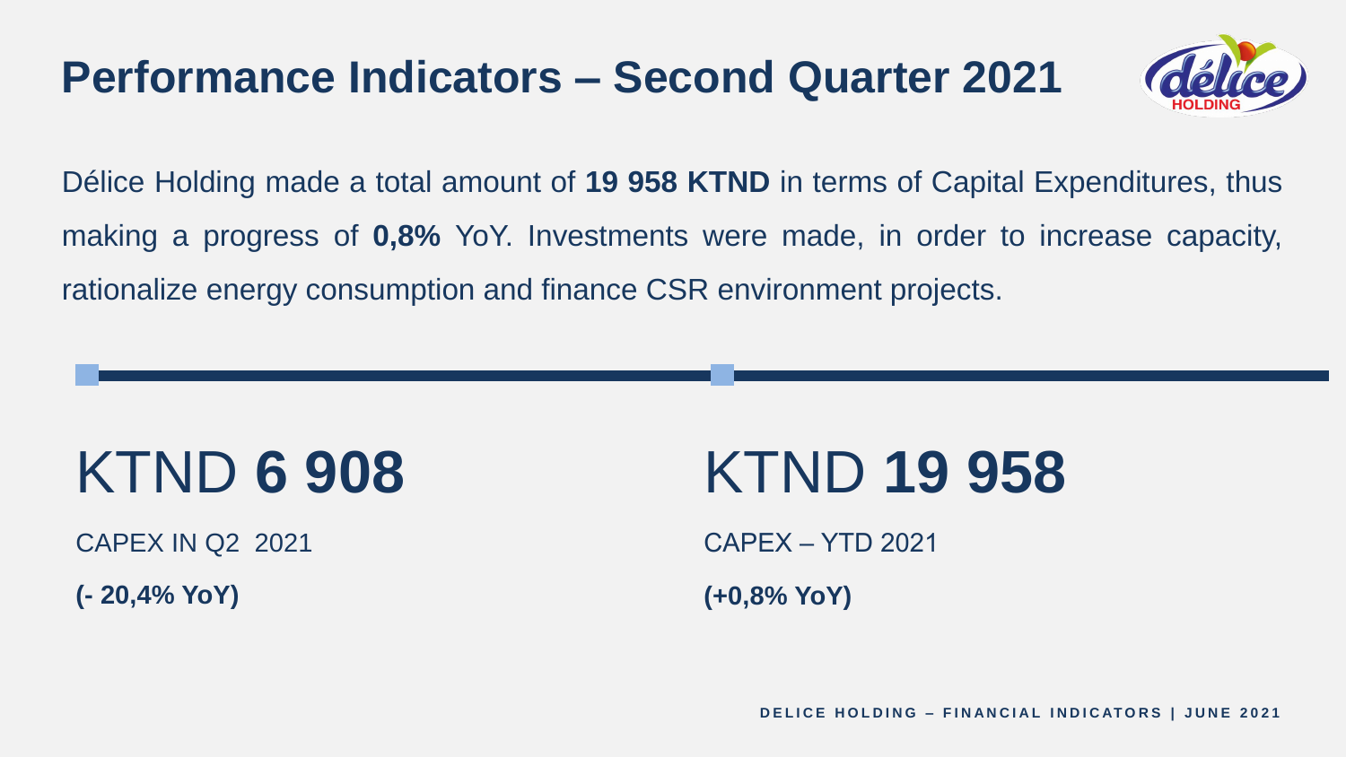# Performance Indicators – Second Quarter 2021

Délice Holding made a total amount of **19 958 KTND** in terms of Capital Expenditures, thus making a progress of **0,8%** YoY. Investments were made, in order to increase capacity, rationalize energy consumption and finance CSR environment projects.

KTND **6 908**

CAPEX IN Q2 2021

**(- 20,4% YoY)**

KTND **19 958**

CAPEX – YTD 2021

**(+0,8% YoY)**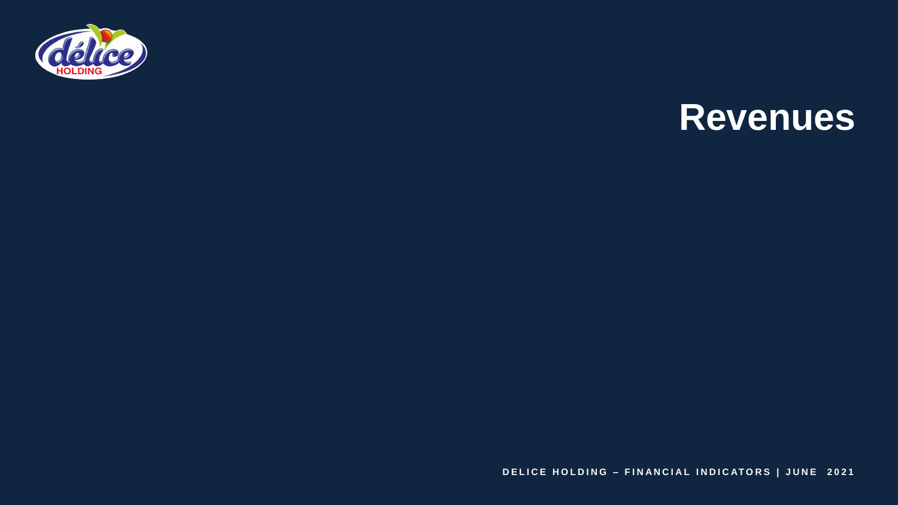# Revenues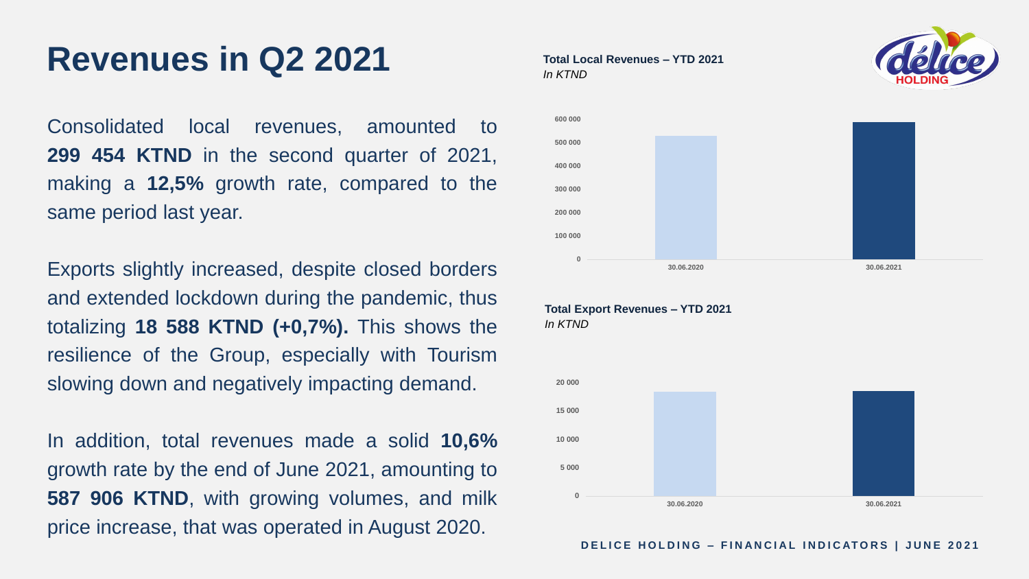# Revenues in Q2 2021

Consolidated local revenues, amounted to **299 454 KTND** in the second quarter of 2021, making a **12,5%** growth rate, compared to the same period last year.

Exports slightly increased, despite closed borders and extended lockdown during the pandemic, thus totalizing **18 588 KTND (+0,7%).** This shows the resilience of the Group, especially with Tourism slowing down and negatively impacting demand.

In addition, total revenues made a solid **10,6%** growth rate by the end of June 2021, amounting to **587 906 KTND**, with growing volumes, and milk price increase, that was operated in August 2020.

**Total Local Revenues – YTD 2021**
*In KTND*

0
100 000
200 000
300 000
400 000
500 000
600 000

30.06.2020
30.06.2021

**Total Export Revenues – YTD 2021**
*In KTND*

0
5 000
10 000
15 000
20 000

30.06.2020
30.06.2021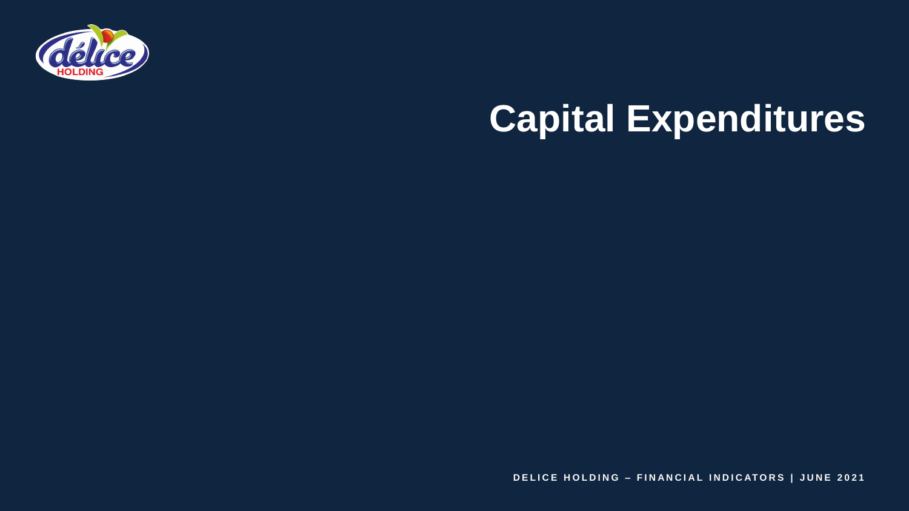# Capital Expenditures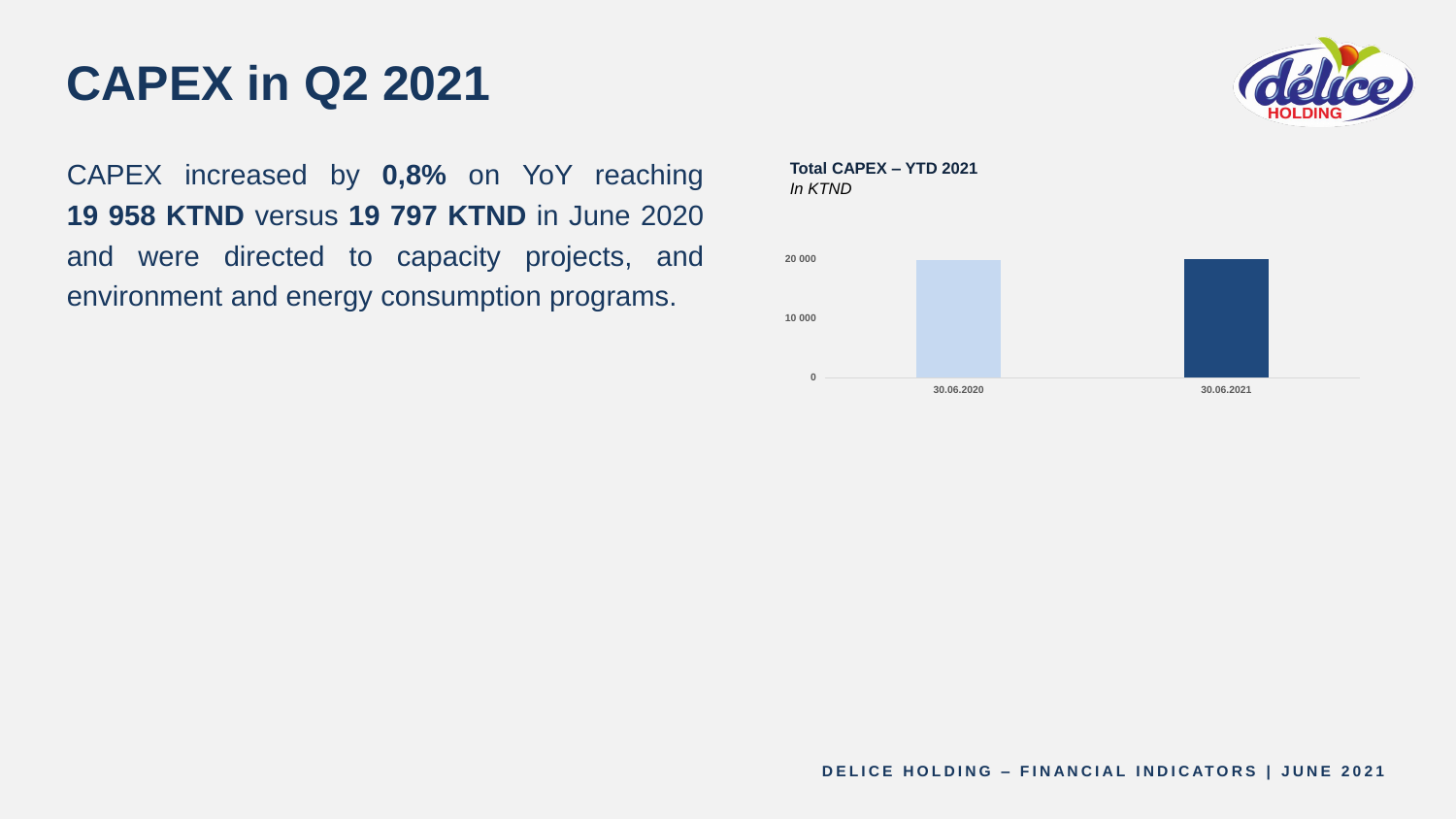# CAPEX in Q2 2021

CAPEX increased by **0,8%** on YoY reaching **19 958 KTND** versus **19 797 KTND** in June 2020 and were directed to capacity projects, and environment and energy consumption programs.

**Total CAPEX – YTD 2021**
*In KTND*

20 000

10 000

0

30.06.2020

30.06.2021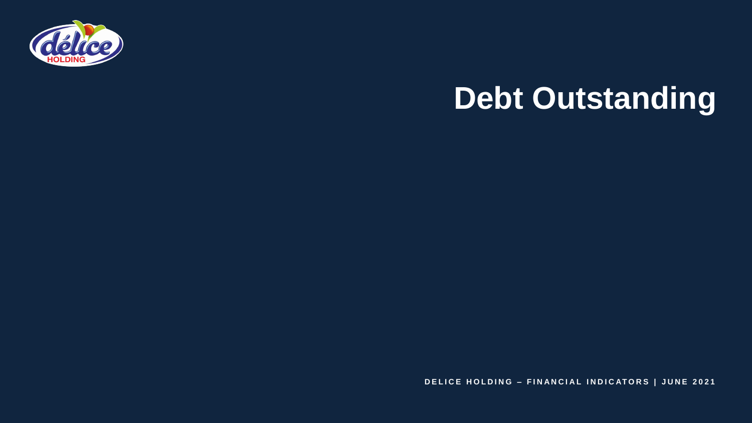# Debt Outstanding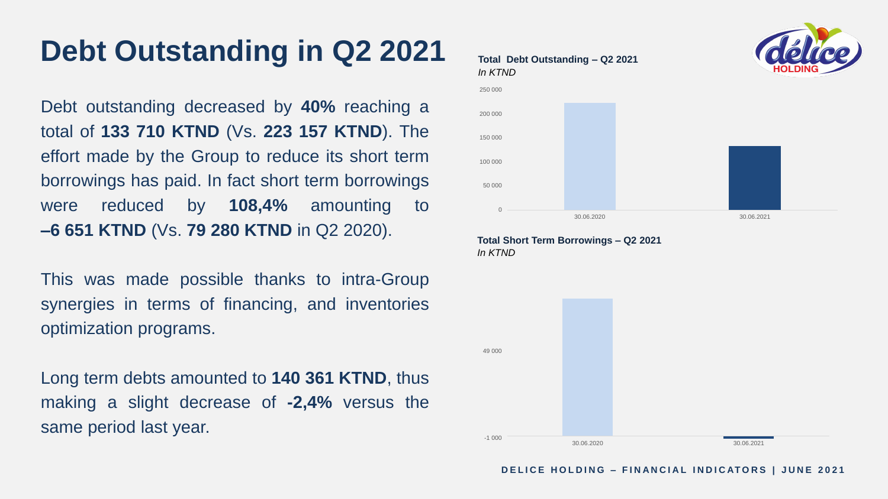# Debt Outstanding in Q2 2021

Debt outstanding decreased by **40%** reaching a total of **133 710 KTND** (Vs. **223 157 KTND**). The effort made by the Group to reduce its short term borrowings has paid. In fact short term borrowings were reduced by **108,4%** amounting to **–6 651 KTND** (Vs. **79 280 KTND** in Q2 2020).

This was made possible thanks to intra-Group synergies in terms of financing, and inventories optimization programs.

Long term debts amounted to **140 361 KTND**, thus making a slight decrease of **-2,4%** versus the same period last year.

**Total Debt Outstanding – Q2 2021**
*In KTND*

250 000
200 000
150 000
100 000
50 000
0

30.06.2020 30.06.2021

**Total Short Term Borrowings – Q2 2021**
*In KTND*

49 000
-1 000

30.06.2020 30.06.2021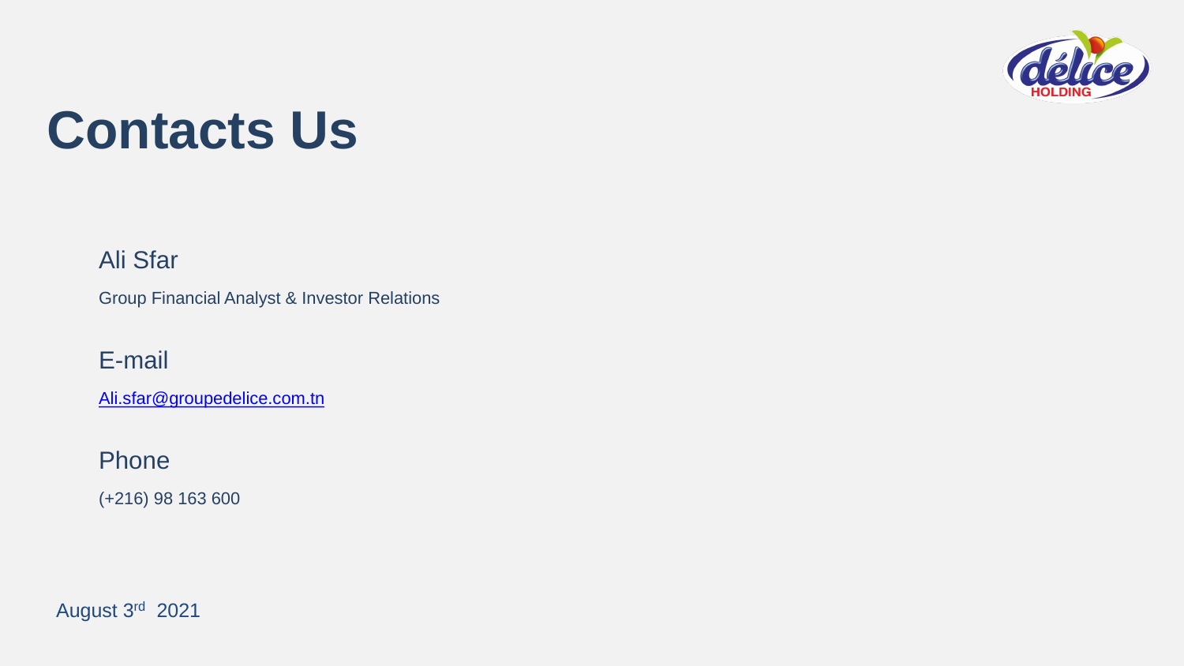# Contacts Us

Ali Sfar

Group Financial Analyst & Investor Relations

E-mail

Ali.sfar@groupedelice.com.tn

Phone

(+216) 98 163 600

August 3rd 2021